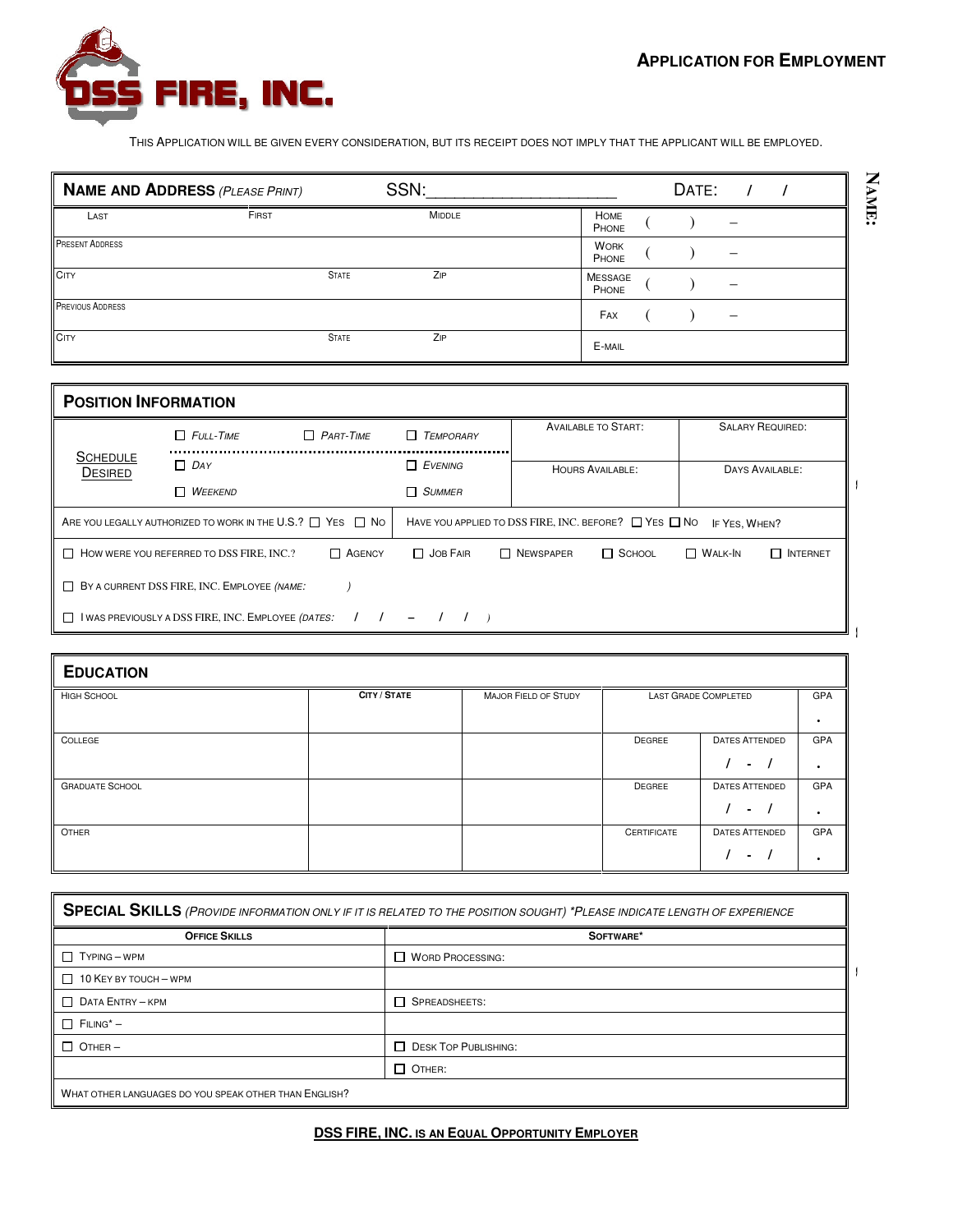# DSS FIRE, INC.

## APPLICATION FOR EMPLOYMENT

**NAME:**

THIS APPLICATION WILL BE GIVEN EVERY CONSIDERATION, BUT ITS RECEIPT DOES NOT IMPLY THAT THE APPLICANT WILL BE EMPLOYED.

| **NAME AND ADDRESS** *(PLEASE PRINT)* | | SSN:____________________ | | DATE: / / |
|---|---|---|---|---|
| LAST | FIRST | MIDDLE | HOME PHONE | ( ) – |
| PRESENT ADDRESS | | | WORK PHONE | ( ) – |
| CITY | STATE | ZIP | MESSAGE PHONE | ( ) – |
| PREVIOUS ADDRESS | | | FAX | ( ) – |
| CITY | STATE | ZIP | E-MAIL | |

## POSITION INFORMATION

| SCHEDULE DESIRED | ☐ *FULL-TIME* | ☐ *PART-TIME* | ☐ *TEMPORARY* | AVAILABLE TO START: | SALARY REQUIRED: |
|---|---|---|---|---|---|
| | ☐ *DAY* | | ☐ *EVENING* | HOURS AVAILABLE: | DAYS AVAILABLE: |
| | ☐ *WEEKEND* | | ☐ *SUMMER* | | |

ARE YOU LEGALLY AUTHORIZED TO WORK IN THE U.S.? ☐ YES ☐ NO

HAVE YOU APPLIED TO DSS FIRE, INC. BEFORE? ☐ YES ☐ NO IF YES, WHEN?

☐ HOW WERE YOU REFERRED TO DSS FIRE, INC.? ☐ AGENCY ☐ JOB FAIR ☐ NEWSPAPER ☐ SCHOOL ☐ WALK-IN ☐ INTERNET

☐ BY A CURRENT DSS FIRE, INC. EMPLOYEE *(NAME: )*

☐ I WAS PREVIOUSLY A DSS FIRE, INC. EMPLOYEE *(DATES: / / – / / )*

## EDUCATION

| HIGH SCHOOL | CITY / STATE | MAJOR FIELD OF STUDY | LAST GRADE COMPLETED | | GPA |
|---|---|---|---|---|---|
| | | | | | . |
| COLLEGE | | | DEGREE | DATES ATTENDED / - / | GPA . |
| GRADUATE SCHOOL | | | DEGREE | DATES ATTENDED / - / | GPA . |
| OTHER | | | CERTIFICATE | DATES ATTENDED / - / | GPA . |

## SPECIAL SKILLS *(PROVIDE INFORMATION ONLY IF IT IS RELATED TO THE POSITION SOUGHT) \*PLEASE INDICATE LENGTH OF EXPERIENCE*

| OFFICE SKILLS | SOFTWARE* |
|---|---|
| ☐ TYPING – WPM | ☐ WORD PROCESSING: |
| ☐ 10 KEY BY TOUCH – WPM | |
| ☐ DATA ENTRY – KPM | ☐ SPREADSHEETS: |
| ☐ FILING* – | |
| ☐ OTHER – | ☐ DESK TOP PUBLISHING: |
| | ☐ OTHER: |

WHAT OTHER LANGUAGES DO YOU SPEAK OTHER THAN ENGLISH?

**DSS FIRE, INC. IS AN EQUAL OPPORTUNITY EMPLOYER**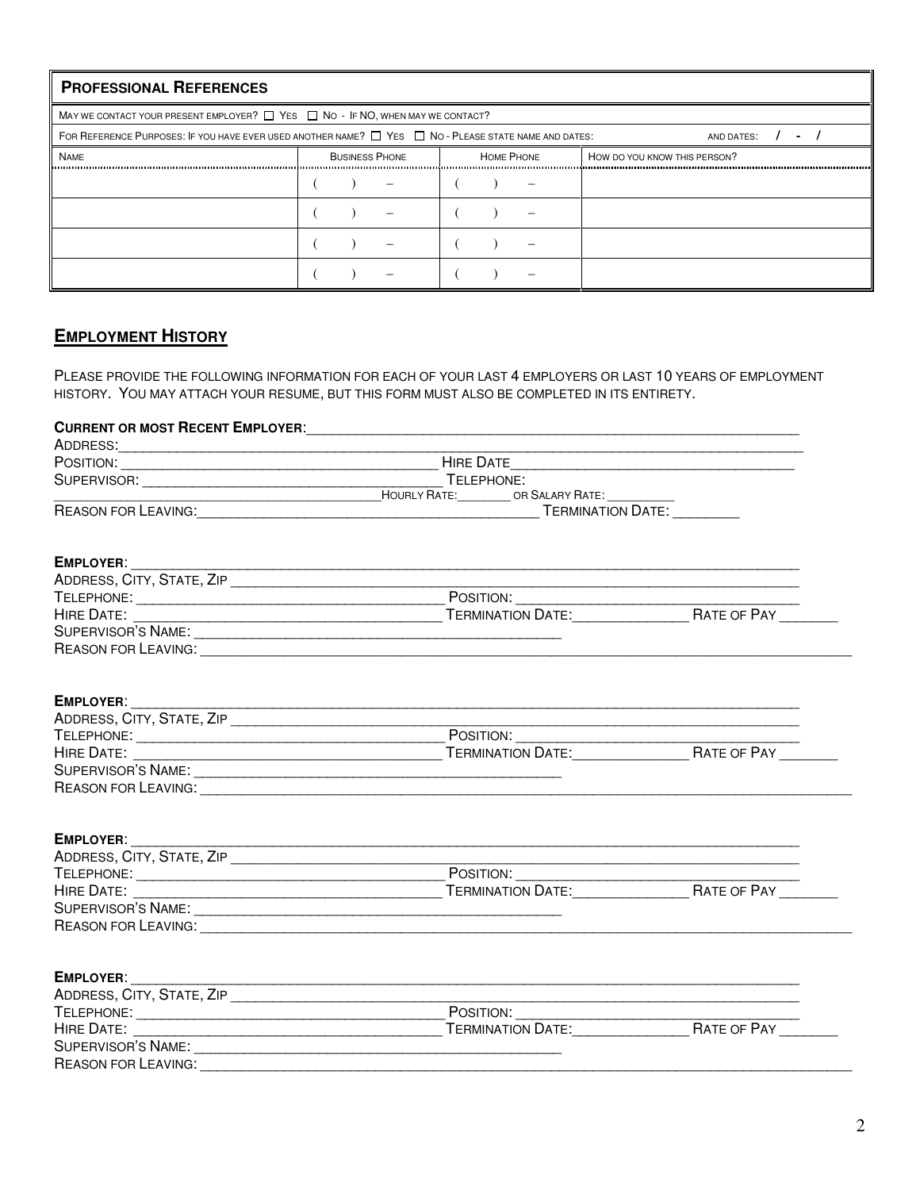## PROFESSIONAL REFERENCES

MAY WE CONTACT YOUR PRESENT EMPLOYER? ☐ YES ☐ NO - IF NO, WHEN MAY WE CONTACT?

FOR REFERENCE PURPOSES: IF YOU HAVE EVER USED ANOTHER NAME? ☐ YES ☐ NO - PLEASE STATE NAME AND DATES: AND DATES: / - /

| NAME | BUSINESS PHONE | HOME PHONE | HOW DO YOU KNOW THIS PERSON? |
|---|---|---|---|
| | ( ) – | ( ) – | |
| | ( ) – | ( ) – | |
| | ( ) – | ( ) – | |
| | ( ) – | ( ) – | |

## EMPLOYMENT HISTORY

PLEASE PROVIDE THE FOLLOWING INFORMATION FOR EACH OF YOUR LAST 4 EMPLOYERS OR LAST 10 YEARS OF EMPLOYMENT HISTORY. YOU MAY ATTACH YOUR RESUME, BUT THIS FORM MUST ALSO BE COMPLETED IN ITS ENTIRETY.

**CURRENT OR MOST RECENT EMPLOYER**:________________________________________________
ADDRESS:________________________________________________________________
POSITION: ______________________________ HIRE DATE______________________________
SUPERVISOR: ______________________________ TELEPHONE:
______________________________ HOURLY RATE:________ OR SALARY RATE: __________
REASON FOR LEAVING:______________________________ TERMINATION DATE: ________

**EMPLOYER**: ________________________________________________________________
ADDRESS, CITY, STATE, ZIP ________________________________________________
TELEPHONE: ______________________________ POSITION: ______________________________
HIRE DATE: ______________________________ TERMINATION DATE:______________ RATE OF PAY _______
SUPERVISOR'S NAME: ______________________________________
REASON FOR LEAVING: ________________________________________________________

**EMPLOYER**: ________________________________________________________________
ADDRESS, CITY, STATE, ZIP ________________________________________________
TELEPHONE: ______________________________ POSITION: ______________________________
HIRE DATE: ______________________________ TERMINATION DATE:______________ RATE OF PAY _______
SUPERVISOR'S NAME: ______________________________________
REASON FOR LEAVING: ________________________________________________________

**EMPLOYER**: ________________________________________________________________
ADDRESS, CITY, STATE, ZIP ________________________________________________
TELEPHONE: ______________________________ POSITION: ______________________________
HIRE DATE: ______________________________ TERMINATION DATE:______________ RATE OF PAY _______
SUPERVISOR'S NAME: ______________________________________
REASON FOR LEAVING: ________________________________________________________

**EMPLOYER**: ________________________________________________________________
ADDRESS, CITY, STATE, ZIP ________________________________________________
TELEPHONE: ______________________________ POSITION: ______________________________
HIRE DATE: ______________________________ TERMINATION DATE:______________ RATE OF PAY _______
SUPERVISOR'S NAME: ______________________________________
REASON FOR LEAVING: ________________________________________________________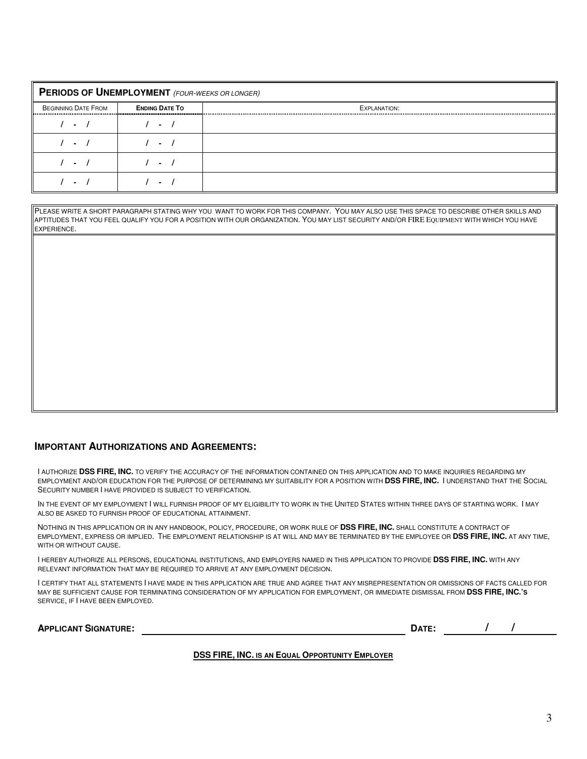| **PERIODS OF UNEMPLOYMENT** *(FOUR-WEEKS OR LONGER)* | | |
|---|---|---|
| BEGINNING DATE FROM | **ENDING DATE TO** | EXPLANATION: |
| / - / | / - / | |
| / - / | / - / | |
| / - / | / - / | |
| / - / | / - / | |

| PLEASE WRITE A SHORT PARAGRAPH STATING WHY YOU WANT TO WORK FOR THIS COMPANY. YOU MAY ALSO USE THIS SPACE TO DESCRIBE OTHER SKILLS AND APTITUDES THAT YOU FEEL QUALIFY YOU FOR A POSITION WITH OUR ORGANIZATION. YOU MAY LIST SECURITY AND/OR FIRE EQUIPMENT WITH WHICH YOU HAVE EXPERIENCE. |
|---|
| |

## IMPORTANT AUTHORIZATIONS AND AGREEMENTS:

I AUTHORIZE **DSS FIRE, INC.** TO VERIFY THE ACCURACY OF THE INFORMATION CONTAINED ON THIS APPLICATION AND TO MAKE INQUIRIES REGARDING MY EMPLOYMENT AND/OR EDUCATION FOR THE PURPOSE OF DETERMINING MY SUITABILITY FOR A POSITION WITH **DSS FIRE, INC.** I UNDERSTAND THAT THE SOCIAL SECURITY NUMBER I HAVE PROVIDED IS SUBJECT TO VERIFICATION.

IN THE EVENT OF MY EMPLOYMENT I WILL FURNISH PROOF OF MY ELIGIBILITY TO WORK IN THE UNITED STATES WITHIN THREE DAYS OF STARTING WORK. I MAY ALSO BE ASKED TO FURNISH PROOF OF EDUCATIONAL ATTAINMENT.

NOTHING IN THIS APPLICATION OR IN ANY HANDBOOK, POLICY, PROCEDURE, OR WORK RULE OF **DSS FIRE, INC.** SHALL CONSTITUTE A CONTRACT OF EMPLOYMENT, EXPRESS OR IMPLIED. THE EMPLOYMENT RELATIONSHIP IS AT WILL AND MAY BE TERMINATED BY THE EMPLOYEE OR **DSS FIRE, INC.** AT ANY TIME, WITH OR WITHOUT CAUSE.

I HEREBY AUTHORIZE ALL PERSONS, EDUCATIONAL INSTITUTIONS, AND EMPLOYERS NAMED IN THIS APPLICATION TO PROVIDE **DSS FIRE, INC.** WITH ANY RELEVANT INFORMATION THAT MAY BE REQUIRED TO ARRIVE AT ANY EMPLOYMENT DECISION.

I CERTIFY THAT ALL STATEMENTS I HAVE MADE IN THIS APPLICATION ARE TRUE AND AGREE THAT ANY MISREPRESENTATION OR OMISSIONS OF FACTS CALLED FOR MAY BE SUFFICIENT CAUSE FOR TERMINATING CONSIDERATION OF MY APPLICATION FOR EMPLOYMENT, OR IMMEDIATE DISMISSAL FROM **DSS FIRE, INC.'S** SERVICE, IF I HAVE BEEN EMPLOYED.

**APPLICANT SIGNATURE:** ______________________________ **DATE:** ____ / ____ / ____

**DSS FIRE, INC. IS AN EQUAL OPPORTUNITY EMPLOYER**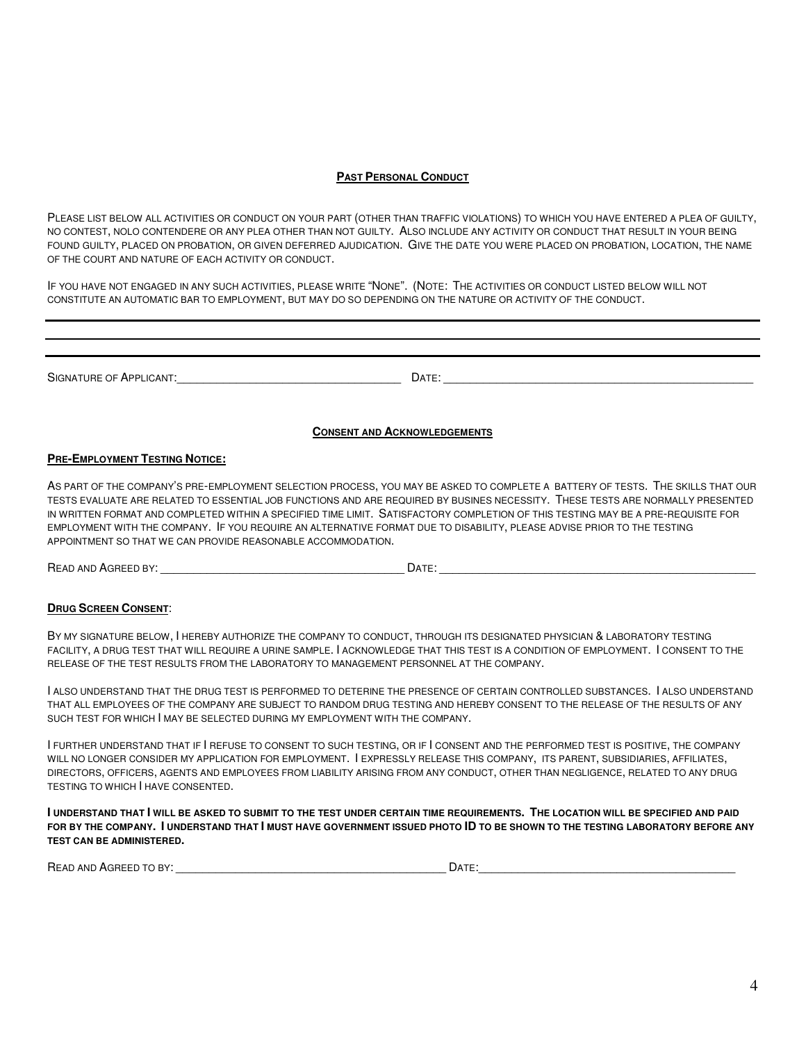## **Past Personal Conduct**

Please list below all activities or conduct on your part (other than traffic violations) to which you have entered a plea of guilty, no contest, nolo contendere or any plea other than not guilty. Also include any activity or conduct that result in your being found guilty, placed on probation, or given deferred ajudication. Give the date you were placed on probation, location, the name of the court and nature of each activity or conduct.

If you have not engaged in any such activities, please write "None". (Note: The activities or conduct listed below will not constitute an automatic bar to employment, but may do so depending on the nature or activity of the conduct.

---

---

---

Signature of Applicant:______________________________ Date: ________________________________________

## **Consent and Acknowledgements**

### **Pre-Employment Testing Notice:**

As part of the company's pre-employment selection process, you may be asked to complete a battery of tests. The skills that our tests evaluate are related to essential job functions and are required by busines necessity. These tests are normally presented in written format and completed within a specified time limit. Satisfactory completion of this testing may be a pre-requisite for employment with the company. If you require an alternative format due to disability, please advise prior to the testing appointment so that we can provide reasonable accommodation.

Read and Agreed by: ________________________________ Date: ________________________________________

### **Drug Screen Consent**:

By my signature below, I hereby authorize the company to conduct, through its designated physician & laboratory testing facility, a drug test that will require a urine sample. I acknowledge that this test is a condition of employment. I consent to the release of the test results from the laboratory to management personnel at the company.

I also understand that the drug test is performed to deterine the presence of certain controlled substances. I also understand that all employees of the company are subject to random drug testing and hereby consent to the release of the results of any such test for which I may be selected during my employment with the company.

I further understand that if I refuse to consent to such testing, or if I consent and the performed test is positive, the company will no longer consider my application for employment. I expressly release this company, its parent, subsidiaries, affiliates, directors, officers, agents and employees from liability arising from any conduct, other than negligence, related to any drug testing to which I have consented.

**I understand that I will be asked to submit to the test under certain time requirements. The location will be specified and paid for by the company. I understand that I must have government issued photo ID to be shown to the testing laboratory before any test can be administered.**

Read and Agreed to by: ___________________________________ Date:__________________________________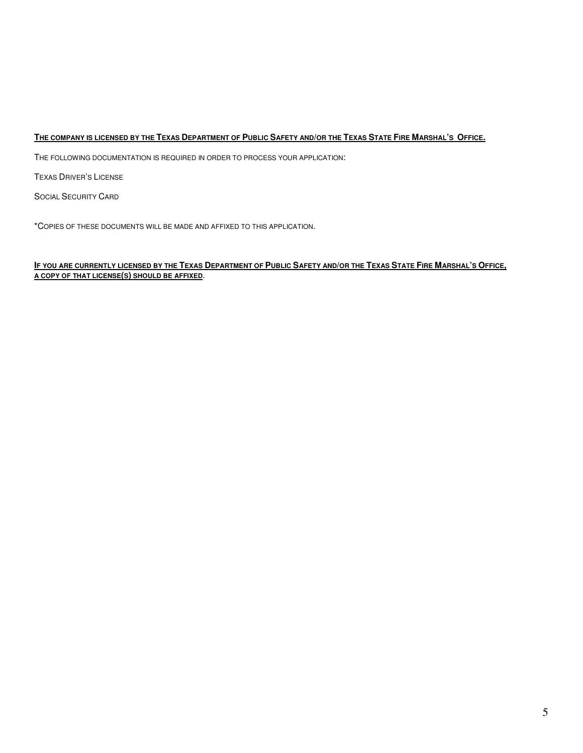**<u>THE COMPANY IS LICENSED BY THE TEXAS DEPARTMENT OF PUBLIC SAFETY AND/OR THE TEXAS STATE FIRE MARSHAL'S OFFICE.</u>**

THE FOLLOWING DOCUMENTATION IS REQUIRED IN ORDER TO PROCESS YOUR APPLICATION:

TEXAS DRIVER'S LICENSE

SOCIAL SECURITY CARD

*COPIES OF THESE DOCUMENTS WILL BE MADE AND AFFIXED TO THIS APPLICATION.

**<u>IF YOU ARE CURRENTLY LICENSED BY THE TEXAS DEPARTMENT OF PUBLIC SAFETY AND/OR THE TEXAS STATE FIRE MARSHAL'S OFFICE, A COPY OF THAT LICENSE(S) SHOULD BE AFFIXED</u>**.